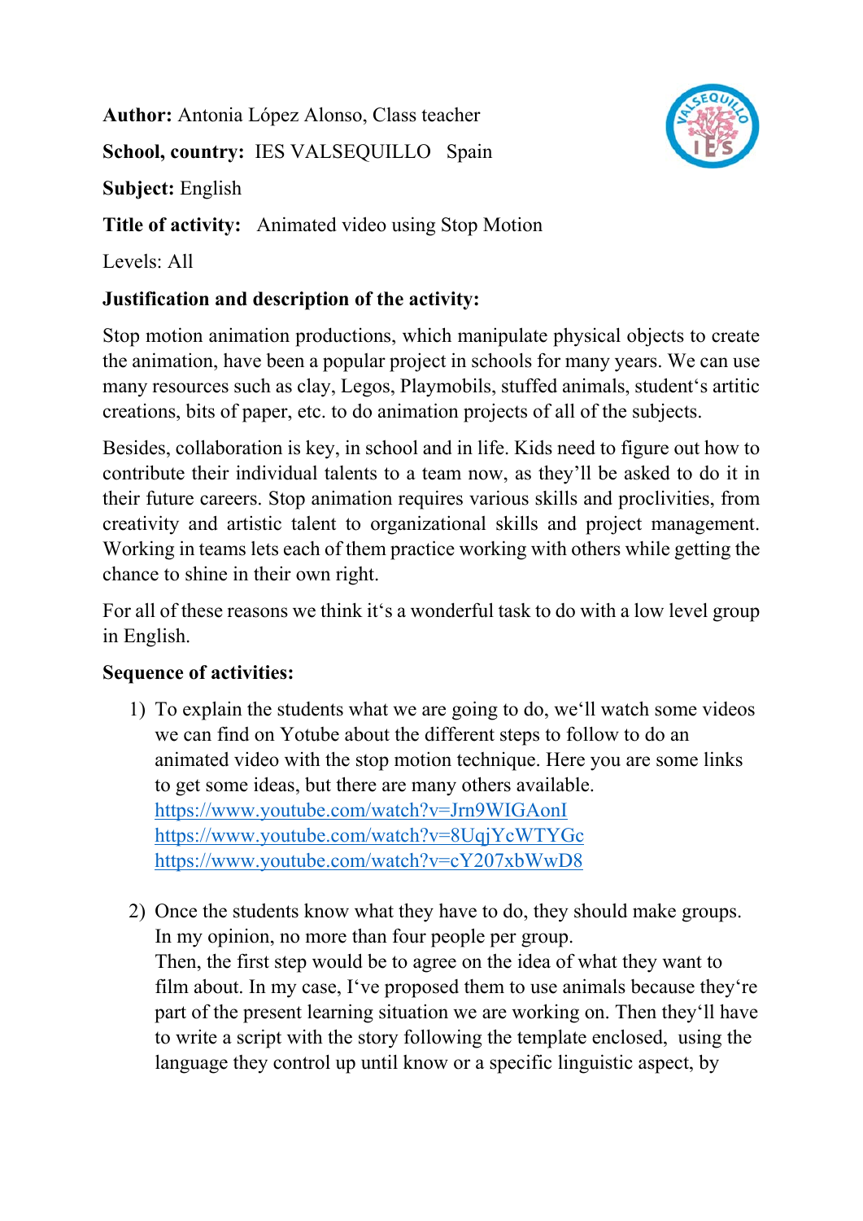**Author:** Antonia López Alonso, Class teacher

**School, country:** IES VALSEQUILLO Spain

**Subject:** English

**Title of activity:** Animated video using Stop Motion

Levels: All

**Justification and description of the activity:**

Stop motion animation productions, which manipulate physical objects to create the animation, have been a popular project in schools for many years. We can use many resources such as clay, Legos, Playmobils, stuffed animals, student's artitic creations, bits of paper, etc. to do animation projects of all of the subjects.

Besides, collaboration is key, in school and in life. Kids need to figure out how to contribute their individual talents to a team now, as they'll be asked to do it in their future careers. Stop animation requires various skills and proclivities, from creativity and artistic talent to organizational skills and project management. Working in teams lets each of them practice working with others while getting the chance to shine in their own right.

For all of these reasons we think it's a wonderful task to do with a low level group in English.

**Sequence of activities:**

1) To explain the students what we are going to do, we'll watch some videos we can find on Yotube about the different steps to follow to do an animated video with the stop motion technique. Here you are some links to get some ideas, but there are many others available.
   https://www.youtube.com/watch?v=Jrn9WIGAonI
   https://www.youtube.com/watch?v=8UqjYcWTYGc
   https://www.youtube.com/watch?v=cY207xbWwD8

2) Once the students know what they have to do, they should make groups. In my opinion, no more than four people per group.
   Then, the first step would be to agree on the idea of what they want to film about. In my case, I've proposed them to use animals because they're part of the present learning situation we are working on. Then they'll have to write a script with the story following the template enclosed, using the language they control up until know or a specific linguistic aspect, by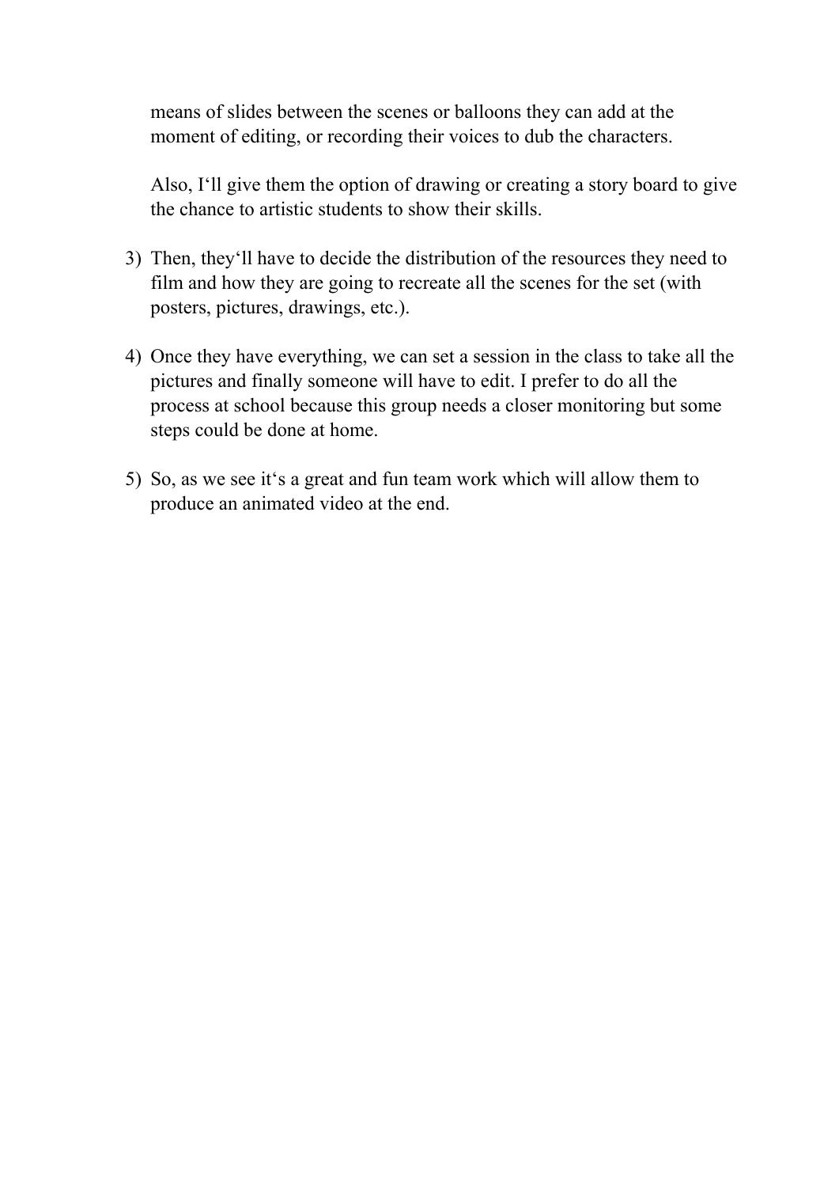means of slides between the scenes or balloons they can add at the moment of editing, or recording their voices to dub the characters.

Also, I'll give them the option of drawing or creating a story board to give the chance to artistic students to show their skills.

3) Then, they'll have to decide the distribution of the resources they need to film and how they are going to recreate all the scenes for the set (with posters, pictures, drawings, etc.).

4) Once they have everything, we can set a session in the class to take all the pictures and finally someone will have to edit. I prefer to do all the process at school because this group needs a closer monitoring but some steps could be done at home.

5) So, as we see it's a great and fun team work which will allow them to produce an animated video at the end.